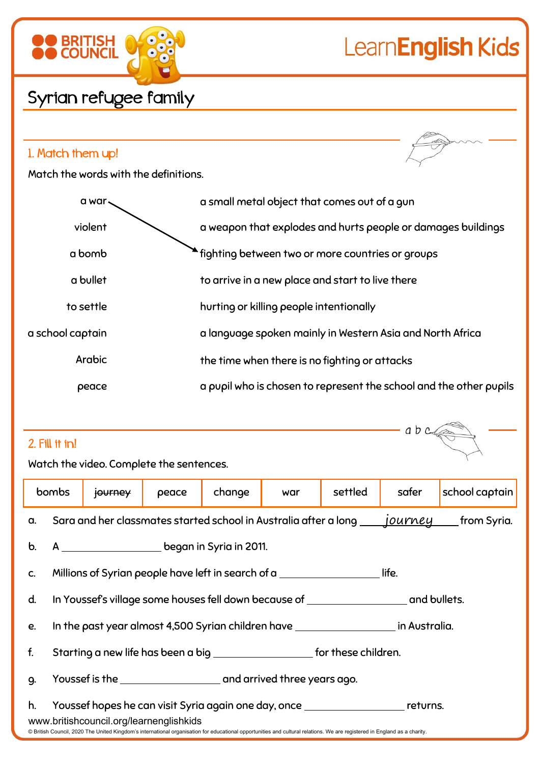# Syrian refugee family

## 1. Match them up!

Match the words with the definitions.

| | |
|---|---|
| a war | a small metal object that comes out of a gun |
| violent | a weapon that explodes and hurts people or damages buildings |
| a bomb | fighting between two or more countries or groups |
| a bullet | to arrive in a new place and start to live there |
| to settle | hurting or killing people intentionally |
| a school captain | a language spoken mainly in Western Asia and North Africa |
| Arabic | the time when there is no fighting or attacks |
| peace | a pupil who is chosen to represent the school and the other pupils |

## 2. Fill it in!

Watch the video. Complete the sentences.

| bombs | ~~journey~~ | peace | change | war | settled | safer | school captain |
|---|---|---|---|---|---|---|---|

a. Sara and her classmates started school in Australia after a long ___journey___ from Syria.

b. A ________________ began in Syria in 2011.

c. Millions of Syrian people have left in search of a ________________ life.

d. In Youssef's village some houses fell down because of ________________ and bullets.

e. In the past year almost 4,500 Syrian children have ________________ in Australia.

f. Starting a new life has been a big ________________ for these children.

g. Youssef is the ________________ and arrived three years ago.

h. Youssef hopes he can visit Syria again one day, once ________________ returns.

www.britishcouncil.org/learnenglishkids

© British Council, 2020 The United Kingdom's international organisation for educational opportunities and cultural relations. We are registered in England as a charity.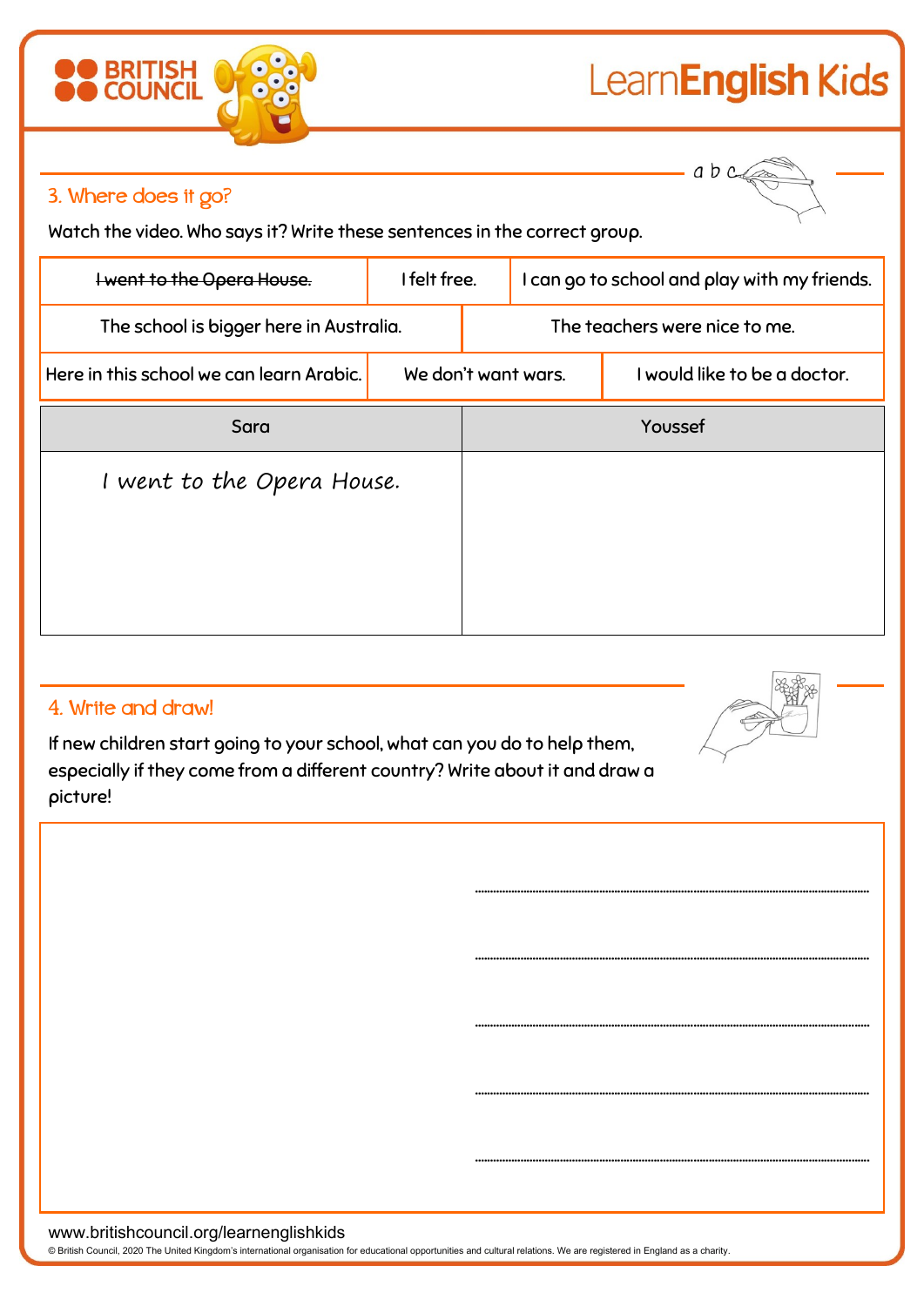## 3. Where does it go?

Watch the video. Who says it? Write these sentences in the correct group.

| | | |
|---|---|---|
| ~~I went to the Opera House.~~ | I felt free. | I can go to school and play with my friends. |
| The school is bigger here in Australia. | The teachers were nice to me. | |
| Here in this school we can learn Arabic. | We don't want wars. | I would like to be a doctor. |

| Sara | Youssef |
|---|---|
| *I went to the Opera House.* | |

## 4. Write and draw!

If new children start going to your school, what can you do to help them, especially if they come from a different country? Write about it and draw a picture!

..............................................................................................................

..............................................................................................................

..............................................................................................................

..............................................................................................................

..............................................................................................................

www.britishcouncil.org/learnenglishkids

© British Council, 2020 The United Kingdom's international organisation for educational opportunities and cultural relations. We are registered in England as a charity.